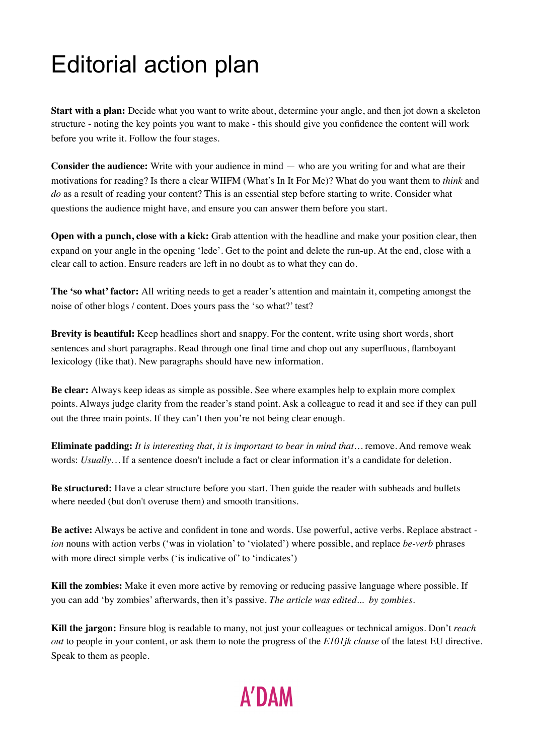# Editorial action plan

**Start with a plan:** Decide what you want to write about, determine your angle, and then jot down a skeleton structure - noting the key points you want to make - this should give you confidence the content will work before you write it. Follow the four stages.

**Consider the audience:** Write with your audience in mind — who are you writing for and what are their motivations for reading? Is there a clear WIIFM (What's In It For Me)? What do you want them to *think* and *do* as a result of reading your content? This is an essential step before starting to write. Consider what questions the audience might have, and ensure you can answer them before you start.

**Open with a punch, close with a kick:** Grab attention with the headline and make your position clear, then expand on your angle in the opening 'lede'. Get to the point and delete the run-up. At the end, close with a clear call to action. Ensure readers are left in no doubt as to what they can do.

**The 'so what' factor:** All writing needs to get a reader's attention and maintain it, competing amongst the noise of other blogs / content. Does yours pass the 'so what?' test?

**Brevity is beautiful:** Keep headlines short and snappy. For the content, write using short words, short sentences and short paragraphs. Read through one final time and chop out any superfluous, flamboyant lexicology (like that). New paragraphs should have new information.

**Be clear:** Always keep ideas as simple as possible. See where examples help to explain more complex points. Always judge clarity from the reader's stand point. Ask a colleague to read it and see if they can pull out the three main points. If they can't then you're not being clear enough.

**Eliminate padding:** *It is interesting that, it is important to bear in mind that*… remove. And remove weak words: *Usually*… If a sentence doesn't include a fact or clear information it's a candidate for deletion.

**Be structured:** Have a clear structure before you start. Then guide the reader with subheads and bullets where needed (but don't overuse them) and smooth transitions.

**Be active:** Always be active and confident in tone and words. Use powerful, active verbs. Replace abstract -*ion* nouns with action verbs ('was in violation' to 'violated') where possible, and replace *be-verb* phrases with more direct simple verbs ('is indicative of' to 'indicates')

**Kill the zombies:** Make it even more active by removing or reducing passive language where possible. If you can add 'by zombies' afterwards, then it's passive. *The article was edited... by zombies.*

**Kill the jargon:** Ensure blog is readable to many, not just your colleagues or technical amigos. Don't *reach out* to people in your content, or ask them to note the progress of the *E101jk clause* of the latest EU directive. Speak to them as people.

A'DAM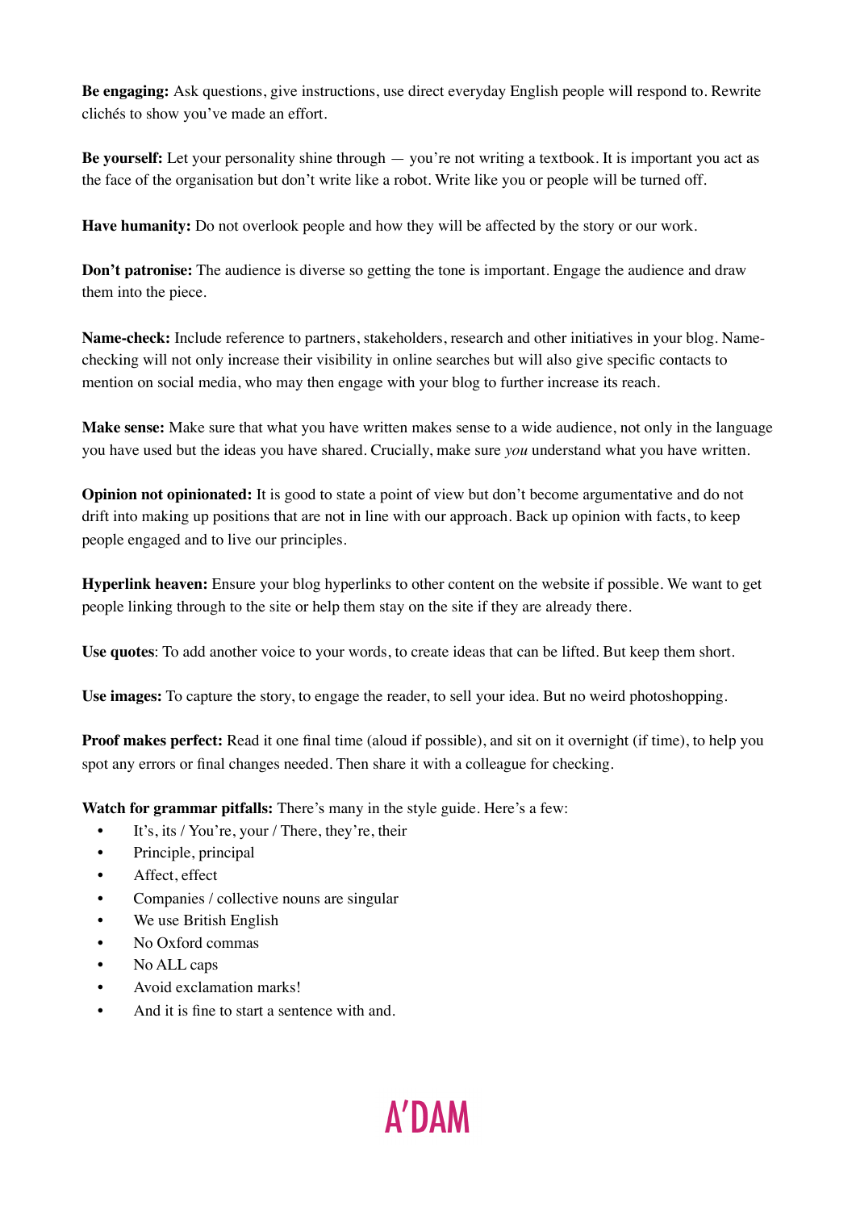**Be engaging:** Ask questions, give instructions, use direct everyday English people will respond to. Rewrite clichés to show you've made an effort.

**Be yourself:** Let your personality shine through — you're not writing a textbook. It is important you act as the face of the organisation but don't write like a robot. Write like you or people will be turned off.

**Have humanity:** Do not overlook people and how they will be affected by the story or our work.

**Don't patronise:** The audience is diverse so getting the tone is important. Engage the audience and draw them into the piece.

**Name-check:** Include reference to partners, stakeholders, research and other initiatives in your blog. Name-checking will not only increase their visibility in online searches but will also give specific contacts to mention on social media, who may then engage with your blog to further increase its reach.

**Make sense:** Make sure that what you have written makes sense to a wide audience, not only in the language you have used but the ideas you have shared. Crucially, make sure *you* understand what you have written.

**Opinion not opinionated:** It is good to state a point of view but don't become argumentative and do not drift into making up positions that are not in line with our approach. Back up opinion with facts, to keep people engaged and to live our principles.

**Hyperlink heaven:** Ensure your blog hyperlinks to other content on the website if possible. We want to get people linking through to the site or help them stay on the site if they are already there.

**Use quotes**: To add another voice to your words, to create ideas that can be lifted. But keep them short.

**Use images:** To capture the story, to engage the reader, to sell your idea. But no weird photoshopping.

**Proof makes perfect:** Read it one final time (aloud if possible), and sit on it overnight (if time), to help you spot any errors or final changes needed. Then share it with a colleague for checking.

**Watch for grammar pitfalls:** There's many in the style guide. Here's a few:

- It's, its / You're, your / There, they're, their
- Principle, principal
- Affect, effect
- Companies / collective nouns are singular
- We use British English
- No Oxford commas
- No ALL caps
- Avoid exclamation marks!
- And it is fine to start a sentence with and.

A'DAM